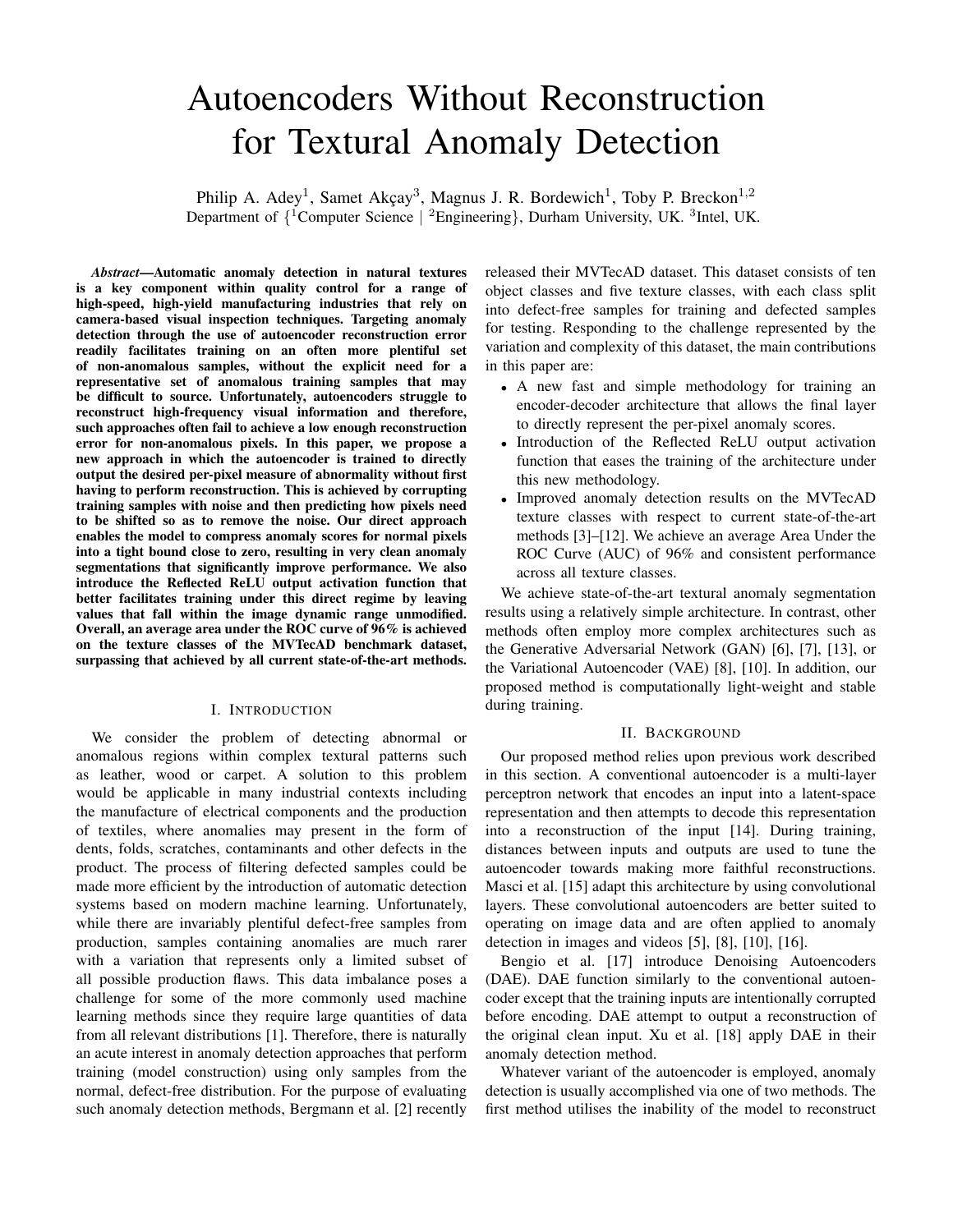# Autoencoders Without Reconstruction for Textural Anomaly Detection

Philip A. Adey[1], Samet Akçay[3], Magnus J. R. Bordewich[1], Toby P. Breckon[1,2]
Department of {[1]Computer Science | [2]Engineering}, Durham University, UK. [3]Intel, UK.

***Abstract*—Automatic anomaly detection in natural textures is a key component within quality control for a range of high-speed, high-yield manufacturing industries that rely on camera-based visual inspection techniques. Targeting anomaly detection through the use of autoencoder reconstruction error readily facilitates training on an often more plentiful set of non-anomalous samples, without the explicit need for a representative set of anomalous training samples that may be difficult to source. Unfortunately, autoencoders struggle to reconstruct high-frequency visual information and therefore, such approaches often fail to achieve a low enough reconstruction error for non-anomalous pixels. In this paper, we propose a new approach in which the autoencoder is trained to directly output the desired per-pixel measure of abnormality without first having to perform reconstruction. This is achieved by corrupting training samples with noise and then predicting how pixels need to be shifted so as to remove the noise. Our direct approach enables the model to compress anomaly scores for normal pixels into a tight bound close to zero, resulting in very clean anomaly segmentations that significantly improve performance. We also introduce the Reflected ReLU output activation function that better facilitates training under this direct regime by leaving values that fall within the image dynamic range unmodified. Overall, an average area under the ROC curve of 96% is achieved on the texture classes of the MVTecAD benchmark dataset, surpassing that achieved by all current state-of-the-art methods.**

## I. Introduction

We consider the problem of detecting abnormal or anomalous regions within complex textural patterns such as leather, wood or carpet. A solution to this problem would be applicable in many industrial contexts including the manufacture of electrical components and the production of textiles, where anomalies may present in the form of dents, folds, scratches, contaminants and other defects in the product. The process of filtering defected samples could be made more efficient by the introduction of automatic detection systems based on modern machine learning. Unfortunately, while there are invariably plentiful defect-free samples from production, samples containing anomalies are much rarer with a variation that represents only a limited subset of all possible production flaws. This data imbalance poses a challenge for some of the more commonly used machine learning methods since they require large quantities of data from all relevant distributions [1]. Therefore, there is naturally an acute interest in anomaly detection approaches that perform training (model construction) using only samples from the normal, defect-free distribution. For the purpose of evaluating such anomaly detection methods, Bergmann et al. [2] recently released their MVTecAD dataset. This dataset consists of ten object classes and five texture classes, with each class split into defect-free samples for training and defected samples for testing. Responding to the challenge represented by the variation and complexity of this dataset, the main contributions in this paper are:

- A new fast and simple methodology for training an encoder-decoder architecture that allows the final layer to directly represent the per-pixel anomaly scores.
- Introduction of the Reflected ReLU output activation function that eases the training of the architecture under this new methodology.
- Improved anomaly detection results on the MVTecAD texture classes with respect to current state-of-the-art methods [3]–[12]. We achieve an average Area Under the ROC Curve (AUC) of 96% and consistent performance across all texture classes.

We achieve state-of-the-art textural anomaly segmentation results using a relatively simple architecture. In contrast, other methods often employ more complex architectures such as the Generative Adversarial Network (GAN) [6], [7], [13], or the Variational Autoencoder (VAE) [8], [10]. In addition, our proposed method is computationally light-weight and stable during training.

## II. Background

Our proposed method relies upon previous work described in this section. A conventional autoencoder is a multi-layer perceptron network that encodes an input into a latent-space representation and then attempts to decode this representation into a reconstruction of the input [14]. During training, distances between inputs and outputs are used to tune the autoencoder towards making more faithful reconstructions. Masci et al. [15] adapt this architecture by using convolutional layers. These convolutional autoencoders are better suited to operating on image data and are often applied to anomaly detection in images and videos [5], [8], [10], [16].

Bengio et al. [17] introduce Denoising Autoencoders (DAE). DAE function similarly to the conventional autoencoder except that the training inputs are intentionally corrupted before encoding. DAE attempt to output a reconstruction of the original clean input. Xu et al. [18] apply DAE in their anomaly detection method.

Whatever variant of the autoencoder is employed, anomaly detection is usually accomplished via one of two methods. The first method utilises the inability of the model to reconstruct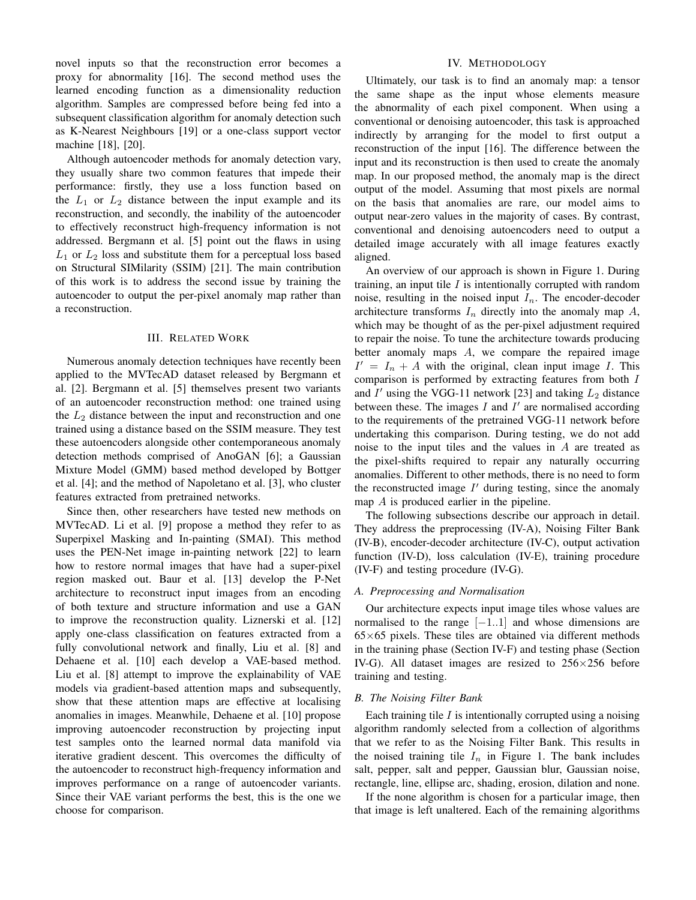novel inputs so that the reconstruction error becomes a proxy for abnormality [16]. The second method uses the learned encoding function as a dimensionality reduction algorithm. Samples are compressed before being fed into a subsequent classification algorithm for anomaly detection such as K-Nearest Neighbours [19] or a one-class support vector machine [18], [20].

Although autoencoder methods for anomaly detection vary, they usually share two common features that impede their performance: firstly, they use a loss function based on the $L_1$ or $L_2$ distance between the input example and its reconstruction, and secondly, the inability of the autoencoder to effectively reconstruct high-frequency information is not addressed. Bergmann et al. [5] point out the flaws in using $L_1$ or $L_2$ loss and substitute them for a perceptual loss based on Structural SIMilarity (SSIM) [21]. The main contribution of this work is to address the second issue by training the autoencoder to output the per-pixel anomaly map rather than a reconstruction.

## III. Related Work

Numerous anomaly detection techniques have recently been applied to the MVTecAD dataset released by Bergmann et al. [2]. Bergmann et al. [5] themselves present two variants of an autoencoder reconstruction method: one trained using the $L_2$ distance between the input and reconstruction and one trained using a distance based on the SSIM measure. They test these autoencoders alongside other contemporaneous anomaly detection methods comprised of AnoGAN [6]; a Gaussian Mixture Model (GMM) based method developed by Bottger et al. [4]; and the method of Napoletano et al. [3], who cluster features extracted from pretrained networks.

Since then, other researchers have tested new methods on MVTecAD. Li et al. [9] propose a method they refer to as Superpixel Masking and In-painting (SMAI). This method uses the PEN-Net image in-painting network [22] to learn how to restore normal images that have had a super-pixel region masked out. Baur et al. [13] develop the P-Net architecture to reconstruct input images from an encoding of both texture and structure information and use a GAN to improve the reconstruction quality. Liznerski et al. [12] apply one-class classification on features extracted from a fully convolutional network and finally, Liu et al. [8] and Dehaene et al. [10] each develop a VAE-based method. Liu et al. [8] attempt to improve the explainability of VAE models via gradient-based attention maps and subsequently, show that these attention maps are effective at localising anomalies in images. Meanwhile, Dehaene et al. [10] propose improving autoencoder reconstruction by projecting input test samples onto the learned normal data manifold via iterative gradient descent. This overcomes the difficulty of the autoencoder to reconstruct high-frequency information and improves performance on a range of autoencoder variants. Since their VAE variant performs the best, this is the one we choose for comparison.

## IV. Methodology

Ultimately, our task is to find an anomaly map: a tensor the same shape as the input whose elements measure the abnormality of each pixel component. When using a conventional or denoising autoencoder, this task is approached indirectly by arranging for the model to first output a reconstruction of the input [16]. The difference between the input and its reconstruction is then used to create the anomaly map. In our proposed method, the anomaly map is the direct output of the model. Assuming that most pixels are normal on the basis that anomalies are rare, our model aims to output near-zero values in the majority of cases. By contrast, conventional and denoising autoencoders need to output a detailed image accurately with all image features exactly aligned.

An overview of our approach is shown in Figure 1. During training, an input tile $I$ is intentionally corrupted with random noise, resulting in the noised input $I_n$. The encoder-decoder architecture transforms $I_n$ directly into the anomaly map $A$, which may be thought of as the per-pixel adjustment required to repair the noise. To tune the architecture towards producing better anomaly maps $A$, we compare the repaired image $I' = I_n + A$ with the original, clean input image $I$. This comparison is performed by extracting features from both $I$ and $I'$ using the VGG-11 network [23] and taking $L_2$ distance between these. The images $I$ and $I'$ are normalised according to the requirements of the pretrained VGG-11 network before undertaking this comparison. During testing, we do not add noise to the input tiles and the values in $A$ are treated as the pixel-shifts required to repair any naturally occurring anomalies. Different to other methods, there is no need to form the reconstructed image $I'$ during testing, since the anomaly map $A$ is produced earlier in the pipeline.

The following subsections describe our approach in detail. They address the preprocessing (IV-A), Noising Filter Bank (IV-B), encoder-decoder architecture (IV-C), output activation function (IV-D), loss calculation (IV-E), training procedure (IV-F) and testing procedure (IV-G).

### A. Preprocessing and Normalisation

Our architecture expects input image tiles whose values are normalised to the range $[-1..1]$ and whose dimensions are $65\times65$ pixels. These tiles are obtained via different methods in the training phase (Section IV-F) and testing phase (Section IV-G). All dataset images are resized to $256\times256$ before training and testing.

### B. The Noising Filter Bank

Each training tile $I$ is intentionally corrupted using a noising algorithm randomly selected from a collection of algorithms that we refer to as the Noising Filter Bank. This results in the noised training tile $I_n$ in Figure 1. The bank includes salt, pepper, salt and pepper, Gaussian blur, Gaussian noise, rectangle, line, ellipse arc, shading, erosion, dilation and none.

If the none algorithm is chosen for a particular image, then that image is left unaltered. Each of the remaining algorithms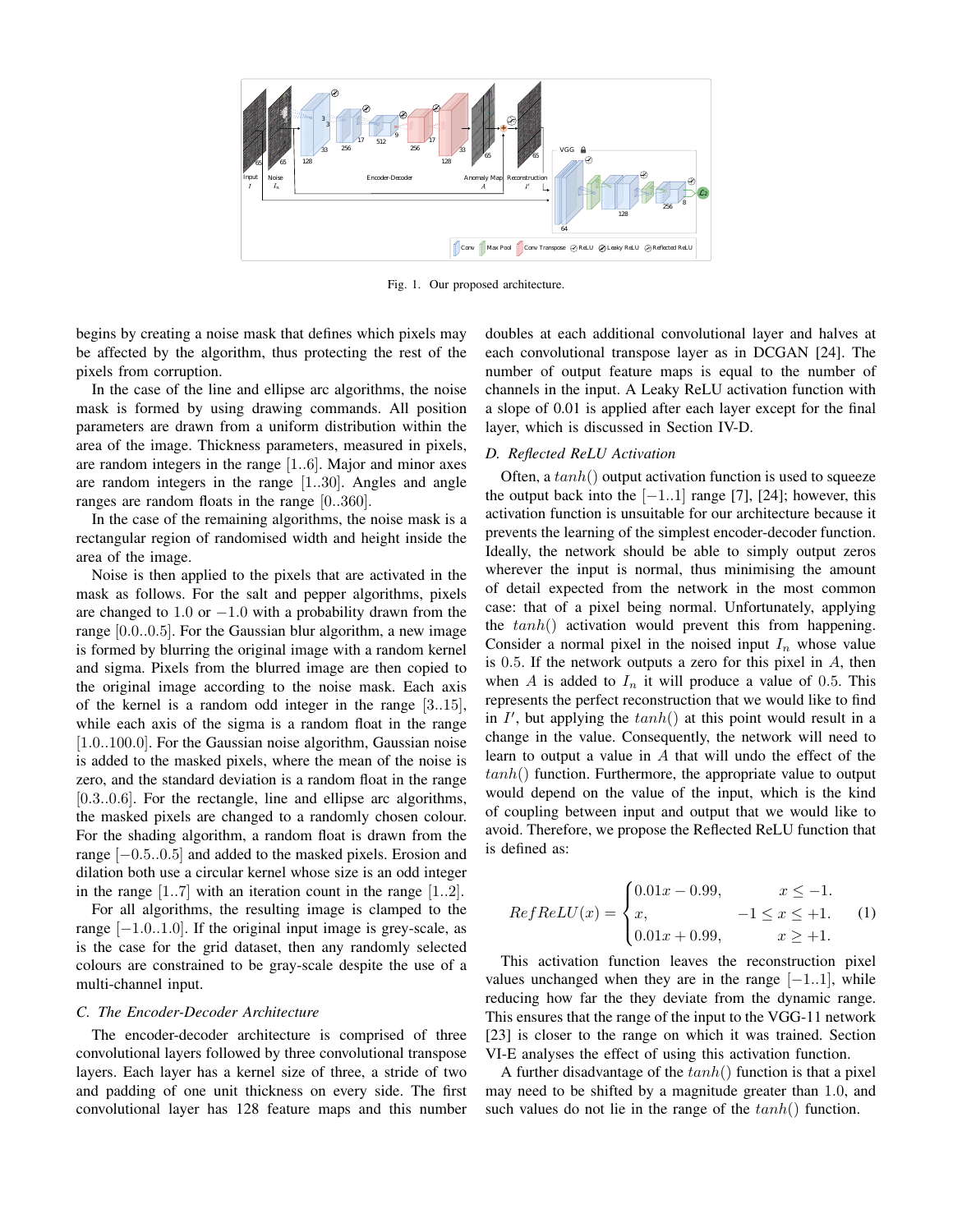Fig. 1. Our proposed architecture.

begins by creating a noise mask that defines which pixels may be affected by the algorithm, thus protecting the rest of the pixels from corruption.

In the case of the line and ellipse arc algorithms, the noise mask is formed by using drawing commands. All position parameters are drawn from a uniform distribution within the area of the image. Thickness parameters, measured in pixels, are random integers in the range [1..6]. Major and minor axes are random integers in the range [1..30]. Angles and angle ranges are random floats in the range [0..360].

In the case of the remaining algorithms, the noise mask is a rectangular region of randomised width and height inside the area of the image.

Noise is then applied to the pixels that are activated in the mask as follows. For the salt and pepper algorithms, pixels are changed to $1.0$ or $-1.0$ with a probability drawn from the range [0.0..0.5]. For the Gaussian blur algorithm, a new image is formed by blurring the original image with a random kernel and sigma. Pixels from the blurred image are then copied to the original image according to the noise mask. Each axis of the kernel is a random odd integer in the range [3..15], while each axis of the sigma is a random float in the range [1.0..100.0]. For the Gaussian noise algorithm, Gaussian noise is added to the masked pixels, where the mean of the noise is zero, and the standard deviation is a random float in the range [0.3..0.6]. For the rectangle, line and ellipse arc algorithms, the masked pixels are changed to a randomly chosen colour. For the shading algorithm, a random float is drawn from the range [−0.5..0.5] and added to the masked pixels. Erosion and dilation both use a circular kernel whose size is an odd integer in the range [1..7] with an iteration count in the range [1..2].

For all algorithms, the resulting image is clamped to the range [−1.0..1.0]. If the original input image is grey-scale, as is the case for the grid dataset, then any randomly selected colours are constrained to be gray-scale despite the use of a multi-channel input.

### C. The Encoder-Decoder Architecture

The encoder-decoder architecture is comprised of three convolutional layers followed by three convolutional transpose layers. Each layer has a kernel size of three, a stride of two and padding of one unit thickness on every side. The first convolutional layer has 128 feature maps and this number doubles at each additional convolutional layer and halves at each convolutional transpose layer as in DCGAN [24]. The number of output feature maps is equal to the number of channels in the input. A Leaky ReLU activation function with a slope of 0.01 is applied after each layer except for the final layer, which is discussed in Section IV-D.

### D. Reflected ReLU Activation

Often, a $tanh()$ output activation function is used to squeeze the output back into the $[-1..1]$ range [7], [24]; however, this activation function is unsuitable for our architecture because it prevents the learning of the simplest encoder-decoder function. Ideally, the network should be able to simply output zeros wherever the input is normal, thus minimising the amount of detail expected from the network in the most common case: that of a pixel being normal. Unfortunately, applying the $tanh()$ activation would prevent this from happening. Consider a normal pixel in the noised input $I_n$ whose value is $0.5$. If the network outputs a zero for this pixel in $A$, then when $A$ is added to $I_n$ it will produce a value of $0.5$. This represents the perfect reconstruction that we would like to find in $I'$, but applying the $tanh()$ at this point would result in a change in the value. Consequently, the network will need to learn to output a value in $A$ that will undo the effect of the $tanh()$ function. Furthermore, the appropriate value to output would depend on the value of the input, which is the kind of coupling between input and output that we would like to avoid. Therefore, we propose the Reflected ReLU function that is defined as:

$$RefReLU(x) = \begin{cases} 0.01x - 0.99, & x \leq -1. \\ x, & -1 \leq x \leq +1. \\ 0.01x + 0.99, & x \geq +1. \end{cases} \quad (1)$$

This activation function leaves the reconstruction pixel values unchanged when they are in the range $[-1..1]$, while reducing how far the they deviate from the dynamic range. This ensures that the range of the input to the VGG-11 network [23] is closer to the range on which it was trained. Section VI-E analyses the effect of using this activation function.

A further disadvantage of the $tanh()$ function is that a pixel may need to be shifted by a magnitude greater than $1.0$, and such values do not lie in the range of the $tanh()$ function.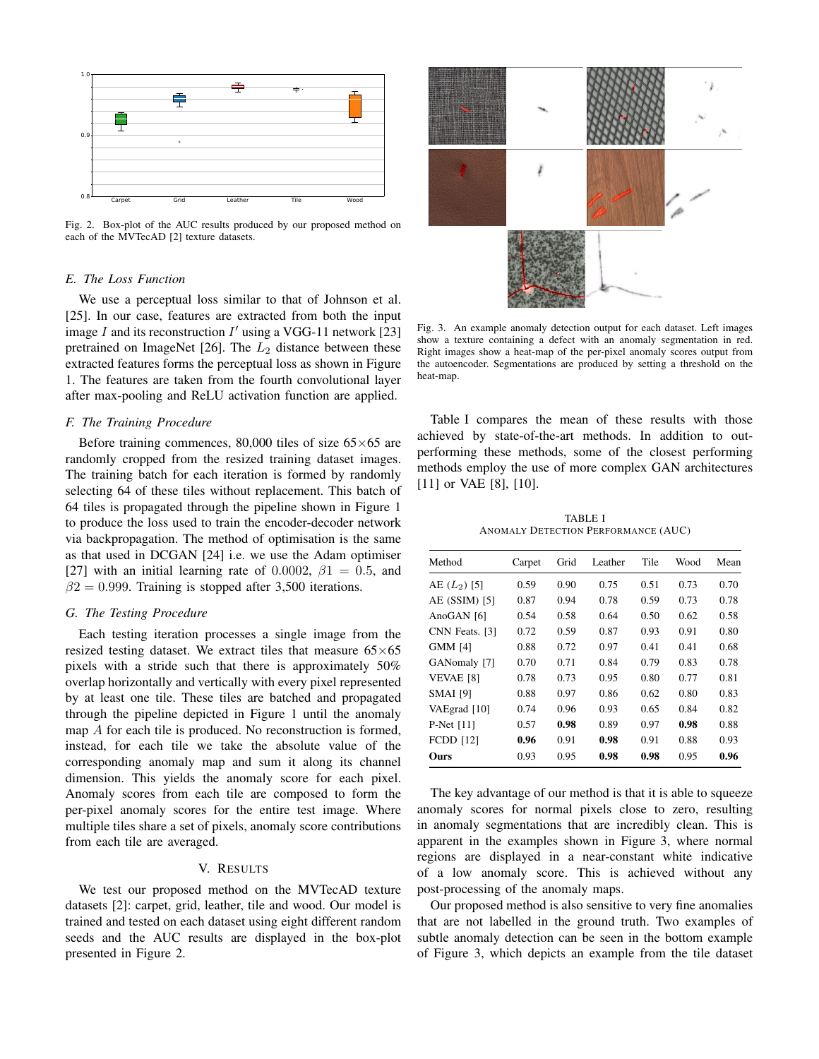Fig. 2. Box-plot of the AUC results produced by our proposed method on each of the MVTecAD [2] texture datasets.

### E. The Loss Function

We use a perceptual loss similar to that of Johnson et al. [25]. In our case, features are extracted from both the input image $I$ and its reconstruction $I'$ using a VGG-11 network [23] pretrained on ImageNet [26]. The $L_2$ distance between these extracted features forms the perceptual loss as shown in Figure 1. The features are taken from the fourth convolutional layer after max-pooling and ReLU activation function are applied.

### F. The Training Procedure

Before training commences, 80,000 tiles of size $65 \times 65$ are randomly cropped from the resized training dataset images. The training batch for each iteration is formed by randomly selecting 64 of these tiles without replacement. This batch of 64 tiles is propagated through the pipeline shown in Figure 1 to produce the loss used to train the encoder-decoder network via backpropagation. The method of optimisation is the same as that used in DCGAN [24] i.e. we use the Adam optimiser [27] with an initial learning rate of $0.0002$, $\beta1 = 0.5$, and $\beta2 = 0.999$. Training is stopped after 3,500 iterations.

### G. The Testing Procedure

Each testing iteration processes a single image from the resized testing dataset. We extract tiles that measure $65 \times 65$ pixels with a stride such that there is approximately 50% overlap horizontally and vertically with every pixel represented by at least one tile. These tiles are batched and propagated through the pipeline depicted in Figure 1 until the anomaly map $A$ for each tile is produced. No reconstruction is formed, instead, for each tile we take the absolute value of the corresponding anomaly map and sum it along its channel dimension. This yields the anomaly score for each pixel. Anomaly scores from each tile are composed to form the per-pixel anomaly scores for the entire test image. Where multiple tiles share a set of pixels, anomaly score contributions from each tile are averaged.

## V. Results

We test our proposed method on the MVTecAD texture datasets [2]: carpet, grid, leather, tile and wood. Our model is trained and tested on each dataset using eight different random seeds and the AUC results are displayed in the box-plot presented in Figure 2.

Fig. 3. An example anomaly detection output for each dataset. Left images show a texture containing a defect with an anomaly segmentation in red. Right images show a heat-map of the per-pixel anomaly scores output from the autoencoder. Segmentations are produced by setting a threshold on the heat-map.

Table I compares the mean of these results with those achieved by state-of-the-art methods. In addition to out-performing these methods, some of the closest performing methods employ the use of more complex GAN architectures [11] or VAE [8], [10].

TABLE I
ANOMALY DETECTION PERFORMANCE (AUC)

| Method | Carpet | Grid | Leather | Tile | Wood | Mean |
|---|---|---|---|---|---|---|
| AE ($L_2$) [5] | 0.59 | 0.90 | 0.75 | 0.51 | 0.73 | 0.70 |
| AE (SSIM) [5] | 0.87 | 0.94 | 0.78 | 0.59 | 0.73 | 0.78 |
| AnoGAN [6] | 0.54 | 0.58 | 0.64 | 0.50 | 0.62 | 0.58 |
| CNN Feats. [3] | 0.72 | 0.59 | 0.87 | 0.93 | 0.91 | 0.80 |
| GMM [4] | 0.88 | 0.72 | 0.97 | 0.41 | 0.41 | 0.68 |
| GANomaly [7] | 0.70 | 0.71 | 0.84 | 0.79 | 0.83 | 0.78 |
| VEVAE [8] | 0.78 | 0.73 | 0.95 | 0.80 | 0.77 | 0.81 |
| SMAI [9] | 0.88 | 0.97 | 0.86 | 0.62 | 0.80 | 0.83 |
| VAEgrad [10] | 0.74 | 0.96 | 0.93 | 0.65 | 0.84 | 0.82 |
| P-Net [11] | 0.57 | **0.98** | 0.89 | 0.97 | **0.98** | 0.88 |
| FCDD [12] | **0.96** | 0.91 | **0.98** | 0.91 | 0.88 | 0.93 |
| **Ours** | 0.93 | 0.95 | **0.98** | **0.98** | 0.95 | **0.96** |

The key advantage of our method is that it is able to squeeze anomaly scores for normal pixels close to zero, resulting in anomaly segmentations that are incredibly clean. This is apparent in the examples shown in Figure 3, where normal regions are displayed in a near-constant white indicative of a low anomaly score. This is achieved without any post-processing of the anomaly maps.

Our proposed method is also sensitive to very fine anomalies that are not labelled in the ground truth. Two examples of subtle anomaly detection can be seen in the bottom example of Figure 3, which depicts an example from the tile dataset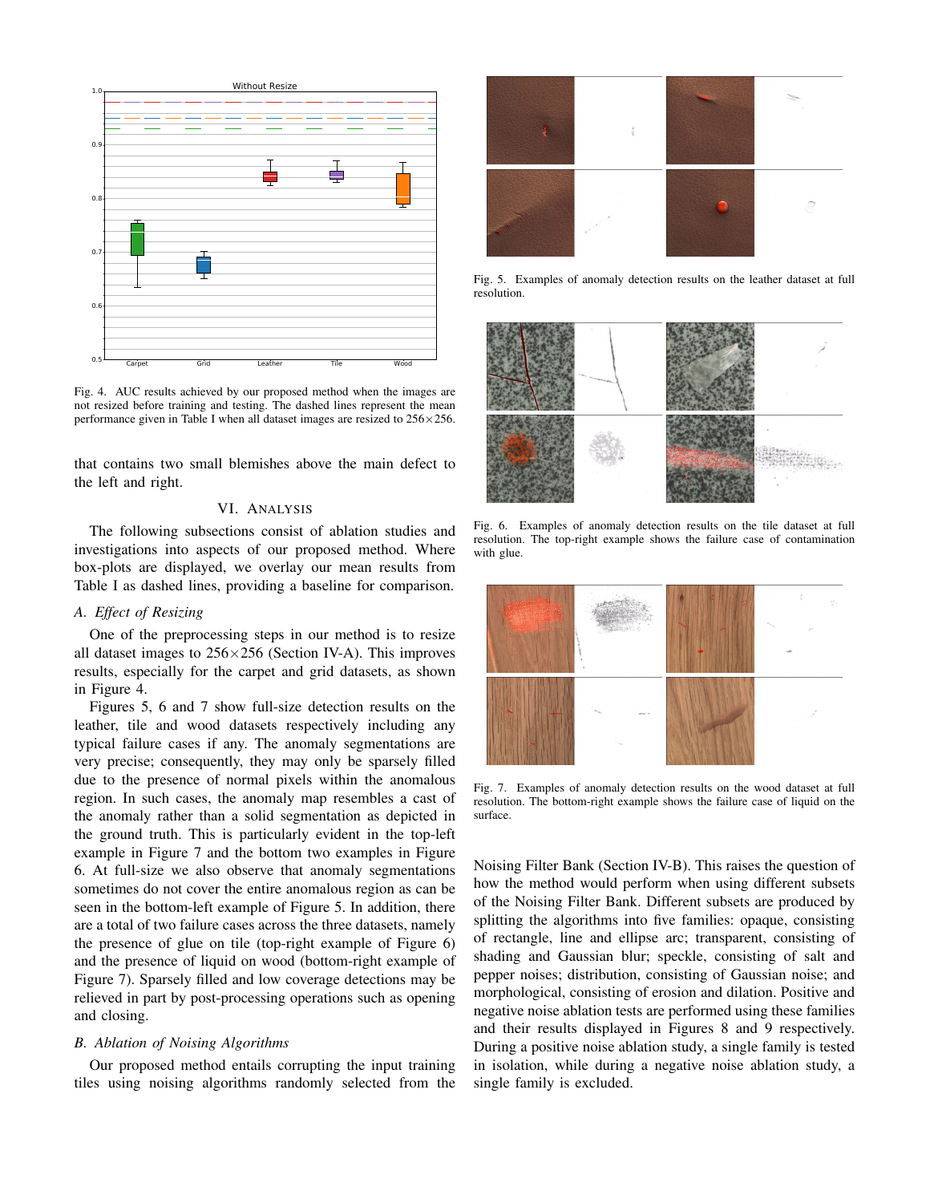Fig. 4. AUC results achieved by our proposed method when the images are not resized before training and testing. The dashed lines represent the mean performance given in Table I when all dataset images are resized to 256×256.

that contains two small blemishes above the main defect to the left and right.

## VI. Analysis

The following subsections consist of ablation studies and investigations into aspects of our proposed method. Where box-plots are displayed, we overlay our mean results from Table I as dashed lines, providing a baseline for comparison.

### *A. Effect of Resizing*

One of the preprocessing steps in our method is to resize all dataset images to 256×256 (Section IV-A). This improves results, especially for the carpet and grid datasets, as shown in Figure 4.

Figures 5, 6 and 7 show full-size detection results on the leather, tile and wood datasets respectively including any typical failure cases if any. The anomaly segmentations are very precise; consequently, they may only be sparsely filled due to the presence of normal pixels within the anomalous region. In such cases, the anomaly map resembles a cast of the anomaly rather than a solid segmentation as depicted in the ground truth. This is particularly evident in the top-left example in Figure 7 and the bottom two examples in Figure 6. At full-size we also observe that anomaly segmentations sometimes do not cover the entire anomalous region as can be seen in the bottom-left example of Figure 5. In addition, there are a total of two failure cases across the three datasets, namely the presence of glue on tile (top-right example of Figure 6) and the presence of liquid on wood (bottom-right example of Figure 7). Sparsely filled and low coverage detections may be relieved in part by post-processing operations such as opening and closing.

### *B. Ablation of Noising Algorithms*

Our proposed method entails corrupting the input training tiles using noising algorithms randomly selected from the Noising Filter Bank (Section IV-B). This raises the question of how the method would perform when using different subsets of the Noising Filter Bank. Different subsets are produced by splitting the algorithms into five families: opaque, consisting of rectangle, line and ellipse arc; transparent, consisting of shading and Gaussian blur; speckle, consisting of salt and pepper noises; distribution, consisting of Gaussian noise; and morphological, consisting of erosion and dilation. Positive and negative noise ablation tests are performed using these families and their results displayed in Figures 8 and 9 respectively. During a positive noise ablation study, a single family is tested in isolation, while during a negative noise ablation study, a single family is excluded.

Fig. 5. Examples of anomaly detection results on the leather dataset at full resolution.

Fig. 6. Examples of anomaly detection results on the tile dataset at full resolution. The top-right example shows the failure case of contamination with glue.

Fig. 7. Examples of anomaly detection results on the wood dataset at full resolution. The bottom-right example shows the failure case of liquid on the surface.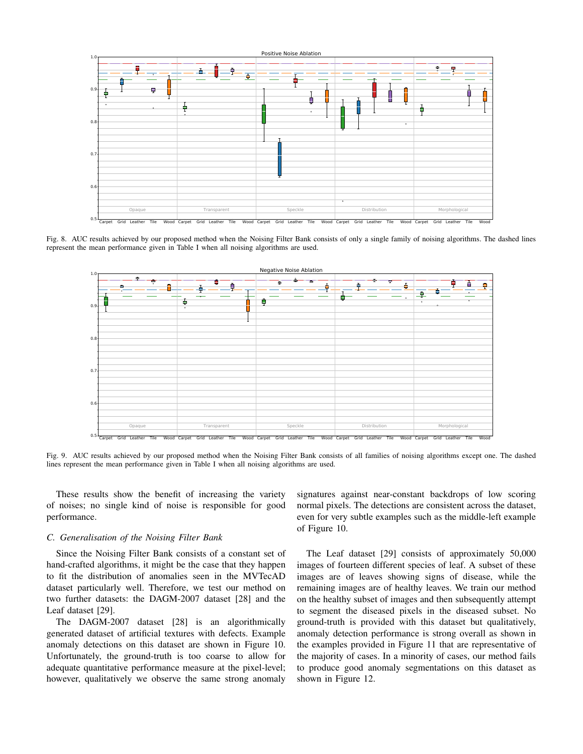Fig. 8. AUC results achieved by our proposed method when the Noising Filter Bank consists of only a single family of noising algorithms. The dashed lines represent the mean performance given in Table I when all noising algorithms are used.

Fig. 9. AUC results achieved by our proposed method when the Noising Filter Bank consists of all families of noising algorithms except one. The dashed lines represent the mean performance given in Table I when all noising algorithms are used.

These results show the benefit of increasing the variety of noises; no single kind of noise is responsible for good performance.

### C. Generalisation of the Noising Filter Bank

Since the Noising Filter Bank consists of a constant set of hand-crafted algorithms, it might be the case that they happen to fit the distribution of anomalies seen in the MVTecAD dataset particularly well. Therefore, we test our method on two further datasets: the DAGM-2007 dataset [28] and the Leaf dataset [29].

The DAGM-2007 dataset [28] is an algorithmically generated dataset of artificial textures with defects. Example anomaly detections on this dataset are shown in Figure 10. Unfortunately, the ground-truth is too coarse to allow for adequate quantitative performance measure at the pixel-level; however, qualitatively we observe the same strong anomaly signatures against near-constant backdrops of low scoring normal pixels. The detections are consistent across the dataset, even for very subtle examples such as the middle-left example of Figure 10.

The Leaf dataset [29] consists of approximately 50,000 images of fourteen different species of leaf. A subset of these images are of leaves showing signs of disease, while the remaining images are of healthy leaves. We train our method on the healthy subset of images and then subsequently attempt to segment the diseased pixels in the diseased subset. No ground-truth is provided with this dataset but qualitatively, anomaly detection performance is strong overall as shown in the examples provided in Figure 11 that are representative of the majority of cases. In a minority of cases, our method fails to produce good anomaly segmentations on this dataset as shown in Figure 12.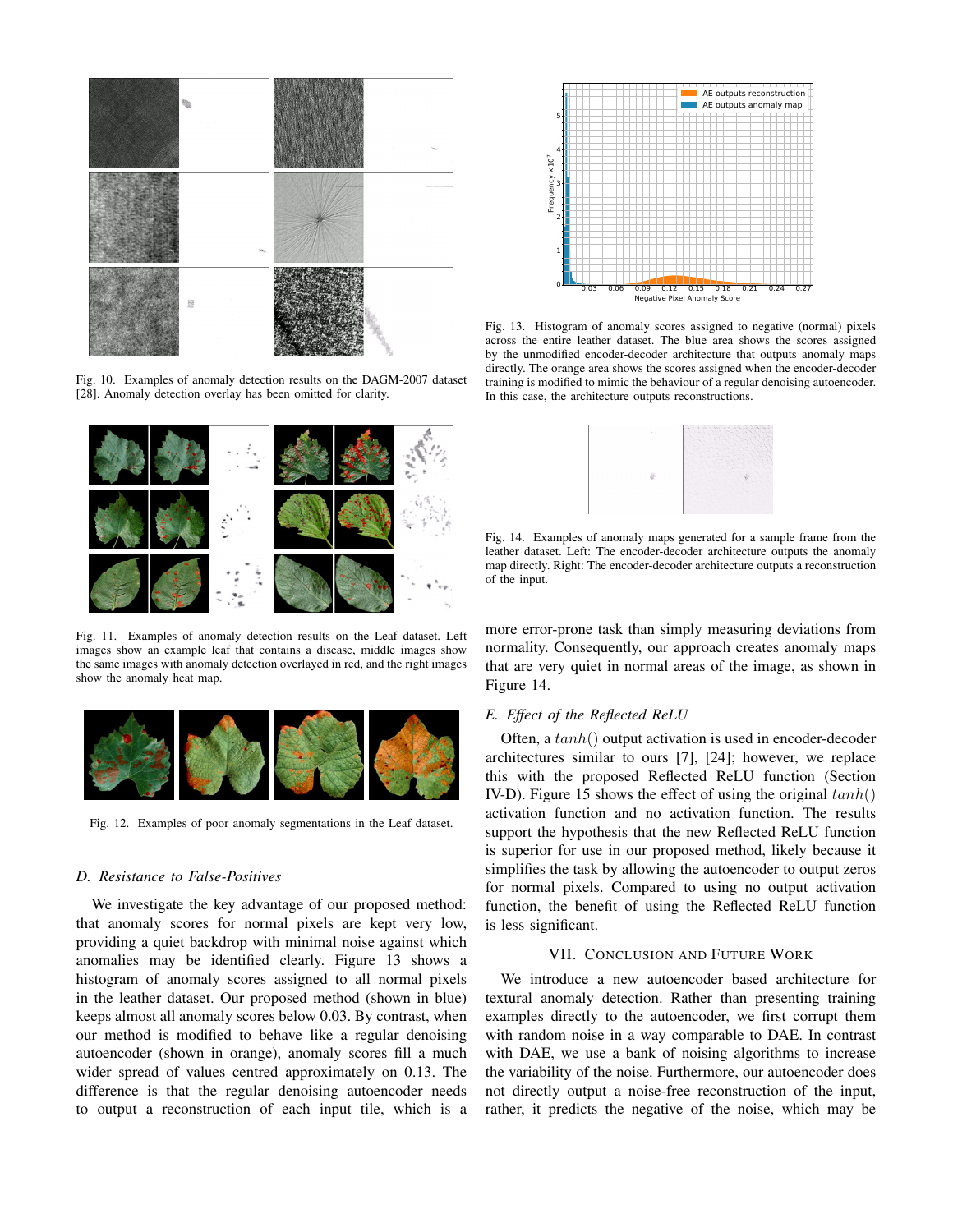Fig. 10. Examples of anomaly detection results on the DAGM-2007 dataset [28]. Anomaly detection overlay has been omitted for clarity.

Fig. 11. Examples of anomaly detection results on the Leaf dataset. Left images show an example leaf that contains a disease, middle images show the same images with anomaly detection overlayed in red, and the right images show the anomaly heat map.

Fig. 12. Examples of poor anomaly segmentations in the Leaf dataset.

### D. Resistance to False-Positives

We investigate the key advantage of our proposed method: that anomaly scores for normal pixels are kept very low, providing a quiet backdrop with minimal noise against which anomalies may be identified clearly. Figure 13 shows a histogram of anomaly scores assigned to all normal pixels in the leather dataset. Our proposed method (shown in blue) keeps almost all anomaly scores below 0.03. By contrast, when our method is modified to behave like a regular denoising autoencoder (shown in orange), anomaly scores fill a much wider spread of values centred approximately on 0.13. The difference is that the regular denoising autoencoder needs to output a reconstruction of each input tile, which is a more error-prone task than simply measuring deviations from normality. Consequently, our approach creates anomaly maps that are very quiet in normal areas of the image, as shown in Figure 14.

Fig. 13. Histogram of anomaly scores assigned to negative (normal) pixels across the entire leather dataset. The blue area shows the scores assigned by the unmodified encoder-decoder architecture that outputs anomaly maps directly. The orange area shows the scores assigned when the encoder-decoder training is modified to mimic the behaviour of a regular denoising autoencoder. In this case, the architecture outputs reconstructions.

Fig. 14. Examples of anomaly maps generated for a sample frame from the leather dataset. Left: The encoder-decoder architecture outputs the anomaly map directly. Right: The encoder-decoder architecture outputs a reconstruction of the input.

### E. Effect of the Reflected ReLU

Often, a $tanh()$ output activation is used in encoder-decoder architectures similar to ours [7], [24]; however, we replace this with the proposed Reflected ReLU function (Section IV-D). Figure 15 shows the effect of using the original $tanh()$ activation function and no activation function. The results support the hypothesis that the new Reflected ReLU function is superior for use in our proposed method, likely because it simplifies the task by allowing the autoencoder to output zeros for normal pixels. Compared to using no output activation function, the benefit of using the Reflected ReLU function is less significant.

## VII. Conclusion and Future Work

We introduce a new autoencoder based architecture for textural anomaly detection. Rather than presenting training examples directly to the autoencoder, we first corrupt them with random noise in a way comparable to DAE. In contrast with DAE, we use a bank of noising algorithms to increase the variability of the noise. Furthermore, our autoencoder does not directly output a noise-free reconstruction of the input, rather, it predicts the negative of the noise, which may be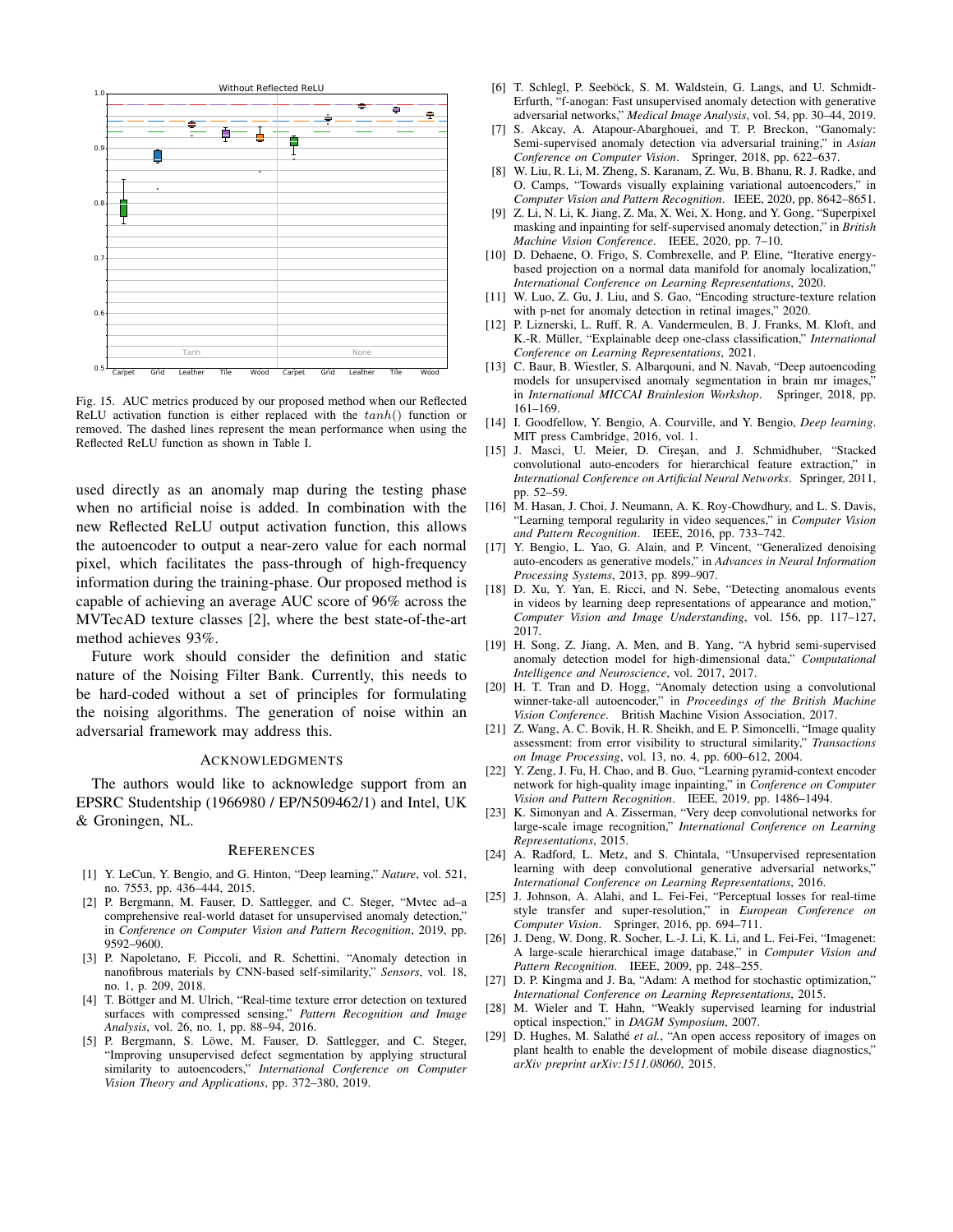Without Reflected ReLU

1.0

0.9

0.8

0.7

0.6

0.5

Tanh

None

Carpet Grid Leather Tile Wood Carpet Grid Leather Tile Wood

Fig. 15. AUC metrics produced by our proposed method when our Reflected ReLU activation function is either replaced with the $tanh()$ function or removed. The dashed lines represent the mean performance when using the Reflected ReLU function as shown in Table I.

used directly as an anomaly map during the testing phase when no artificial noise is added. In combination with the new Reflected ReLU output activation function, this allows the autoencoder to output a near-zero value for each normal pixel, which facilitates the pass-through of high-frequency information during the training-phase. Our proposed method is capable of achieving an average AUC score of 96% across the MVTecAD texture classes [2], where the best state-of-the-art method achieves 93%.

Future work should consider the definition and static nature of the Noising Filter Bank. Currently, this needs to be hard-coded without a set of principles for formulating the noising algorithms. The generation of noise within an adversarial framework may address this.

## Acknowledgments

The authors would like to acknowledge support from an EPSRC Studentship (1966980 / EP/N509462/1) and Intel, UK & Groningen, NL.

## References

[1] Y. LeCun, Y. Bengio, and G. Hinton, "Deep learning," *Nature*, vol. 521, no. 7553, pp. 436–444, 2015.

[2] P. Bergmann, M. Fauser, D. Sattlegger, and C. Steger, "Mvtec ad–a comprehensive real-world dataset for unsupervised anomaly detection," in *Conference on Computer Vision and Pattern Recognition*, 2019, pp. 9592–9600.

[3] P. Napoletano, F. Piccoli, and R. Schettini, "Anomaly detection in nanofibrous materials by CNN-based self-similarity," *Sensors*, vol. 18, no. 1, p. 209, 2018.

[4] T. Böttger and M. Ulrich, "Real-time texture error detection on textured surfaces with compressed sensing," *Pattern Recognition and Image Analysis*, vol. 26, no. 1, pp. 88–94, 2016.

[5] P. Bergmann, S. Löwe, M. Fauser, D. Sattlegger, and C. Steger, "Improving unsupervised defect segmentation by applying structural similarity to autoencoders," *International Conference on Computer Vision Theory and Applications*, pp. 372–380, 2019.

[6] T. Schlegl, P. Seeböck, S. M. Waldstein, G. Langs, and U. Schmidt-Erfurth, "f-anogan: Fast unsupervised anomaly detection with generative adversarial networks," *Medical Image Analysis*, vol. 54, pp. 30–44, 2019.

[7] S. Akcay, A. Atapour-Abarghouei, and T. P. Breckon, "Ganomaly: Semi-supervised anomaly detection via adversarial training," in *Asian Conference on Computer Vision*. Springer, 2018, pp. 622–637.

[8] W. Liu, R. Li, M. Zheng, S. Karanam, Z. Wu, B. Bhanu, R. J. Radke, and O. Camps, "Towards visually explaining variational autoencoders," in *Computer Vision and Pattern Recognition*. IEEE, 2020, pp. 8642–8651.

[9] Z. Li, N. Li, K. Jiang, Z. Ma, X. Wei, X. Hong, and Y. Gong, "Superpixel masking and inpainting for self-supervised anomaly detection," in *British Machine Vision Conference*. IEEE, 2020, pp. 7–10.

[10] D. Dehaene, O. Frigo, S. Combrexelle, and P. Eline, "Iterative energy-based projection on a normal data manifold for anomaly localization," *International Conference on Learning Representations*, 2020.

[11] W. Luo, Z. Gu, J. Liu, and S. Gao, "Encoding structure-texture relation with p-net for anomaly detection in retinal images," 2020.

[12] P. Liznerski, L. Ruff, R. A. Vandermeulen, B. J. Franks, M. Kloft, and K.-R. Müller, "Explainable deep one-class classification," *International Conference on Learning Representations*, 2021.

[13] C. Baur, B. Wiestler, S. Albarqouni, and N. Navab, "Deep autoencoding models for unsupervised anomaly segmentation in brain mr images," in *International MICCAI Brainlesion Workshop*. Springer, 2018, pp. 161–169.

[14] I. Goodfellow, Y. Bengio, A. Courville, and Y. Bengio, *Deep learning*. MIT press Cambridge, 2016, vol. 1.

[15] J. Masci, U. Meier, D. Cireşan, and J. Schmidhuber, "Stacked convolutional auto-encoders for hierarchical feature extraction," in *International Conference on Artificial Neural Networks*. Springer, 2011, pp. 52–59.

[16] M. Hasan, J. Choi, J. Neumann, A. K. Roy-Chowdhury, and L. S. Davis, "Learning temporal regularity in video sequences," in *Computer Vision and Pattern Recognition*. IEEE, 2016, pp. 733–742.

[17] Y. Bengio, L. Yao, G. Alain, and P. Vincent, "Generalized denoising auto-encoders as generative models," in *Advances in Neural Information Processing Systems*, 2013, pp. 899–907.

[18] D. Xu, Y. Yan, E. Ricci, and N. Sebe, "Detecting anomalous events in videos by learning deep representations of appearance and motion," *Computer Vision and Image Understanding*, vol. 156, pp. 117–127, 2017.

[19] H. Song, Z. Jiang, A. Men, and B. Yang, "A hybrid semi-supervised anomaly detection model for high-dimensional data," *Computational Intelligence and Neuroscience*, vol. 2017, 2017.

[20] H. T. Tran and D. Hogg, "Anomaly detection using a convolutional winner-take-all autoencoder," in *Proceedings of the British Machine Vision Conference*. British Machine Vision Association, 2017.

[21] Z. Wang, A. C. Bovik, H. R. Sheikh, and E. P. Simoncelli, "Image quality assessment: from error visibility to structural similarity," *Transactions on Image Processing*, vol. 13, no. 4, pp. 600–612, 2004.

[22] Y. Zeng, J. Fu, H. Chao, and B. Guo, "Learning pyramid-context encoder network for high-quality image inpainting," in *Conference on Computer Vision and Pattern Recognition*. IEEE, 2019, pp. 1486–1494.

[23] K. Simonyan and A. Zisserman, "Very deep convolutional networks for large-scale image recognition," *International Conference on Learning Representations*, 2015.

[24] A. Radford, L. Metz, and S. Chintala, "Unsupervised representation learning with deep convolutional generative adversarial networks," *International Conference on Learning Representations*, 2016.

[25] J. Johnson, A. Alahi, and L. Fei-Fei, "Perceptual losses for real-time style transfer and super-resolution," in *European Conference on Computer Vision*. Springer, 2016, pp. 694–711.

[26] J. Deng, W. Dong, R. Socher, L.-J. Li, K. Li, and L. Fei-Fei, "Imagenet: A large-scale hierarchical image database," in *Computer Vision and Pattern Recognition*. IEEE, 2009, pp. 248–255.

[27] D. P. Kingma and J. Ba, "Adam: A method for stochastic optimization," *International Conference on Learning Representations*, 2015.

[28] M. Wieler and T. Hahn, "Weakly supervised learning for industrial optical inspection," in *DAGM Symposium*, 2007.

[29] D. Hughes, M. Salathé *et al.*, "An open access repository of images on plant health to enable the development of mobile disease diagnostics," *arXiv preprint arXiv:1511.08060*, 2015.